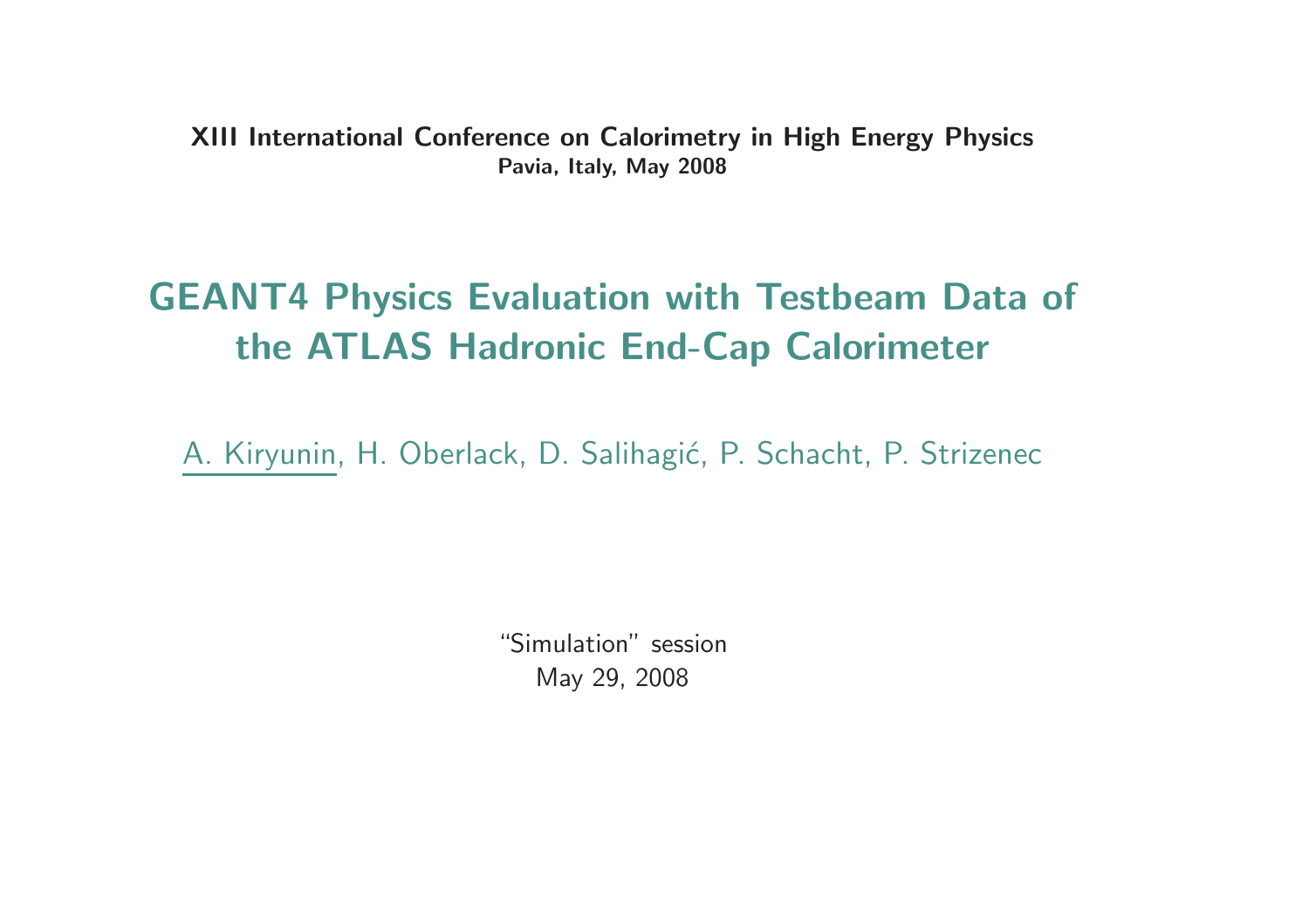**XIII International Conference on Calorimetry in High Energy Physics**
**Pavia, Italy, May 2008**

# GEANT4 Physics Evaluation with Testbeam Data of the ATLAS Hadronic End-Cap Calorimeter

A. Kiryunin, H. Oberlack, D. Salihagić, P. Schacht, P. Strizenec

"Simulation" session
May 29, 2008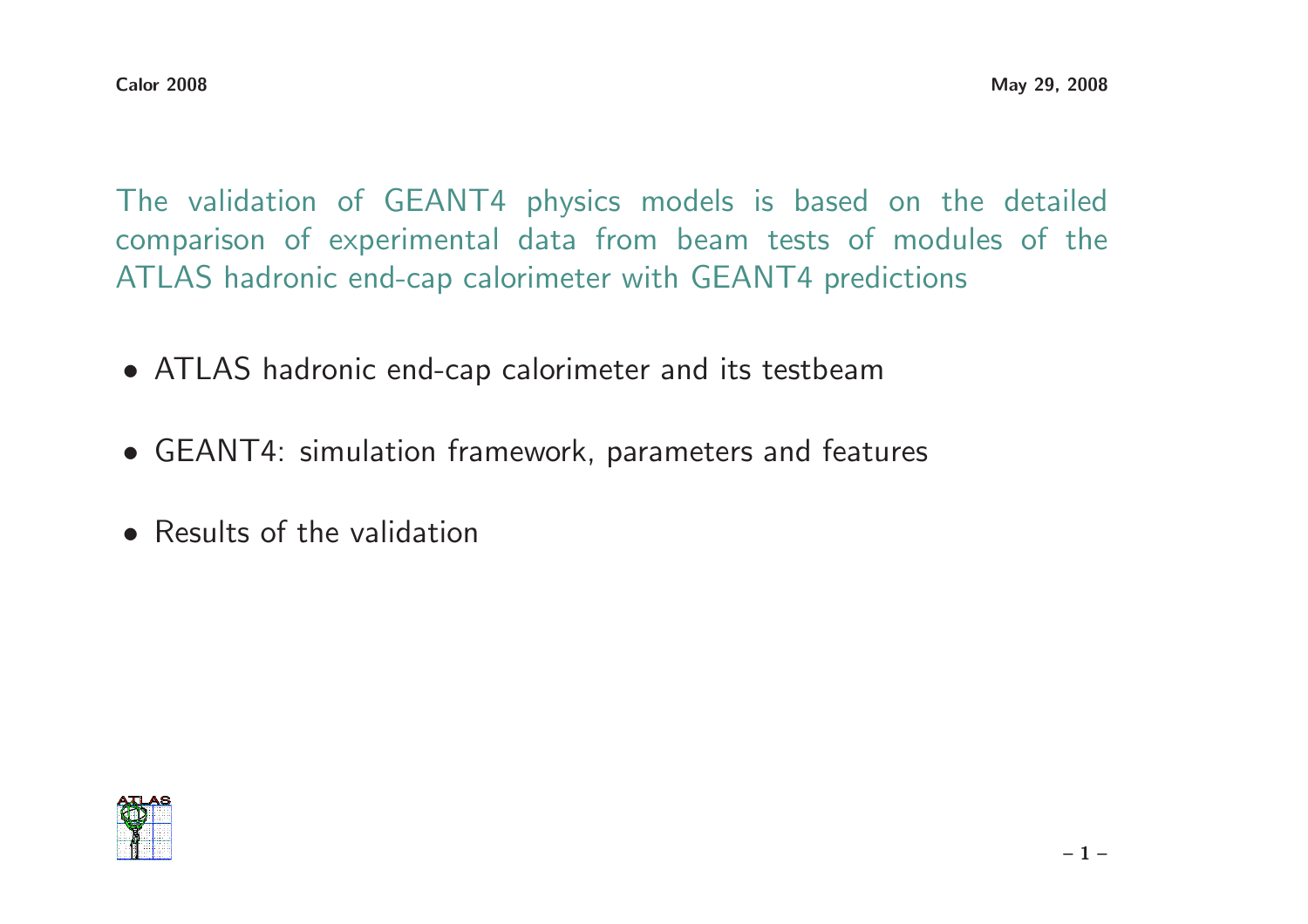The validation of GEANT4 physics models is based on the detailed comparison of experimental data from beam tests of modules of the ATLAS hadronic end-cap calorimeter with GEANT4 predictions

- ATLAS hadronic end-cap calorimeter and its testbeam
- GEANT4: simulation framework, parameters and features
- Results of the validation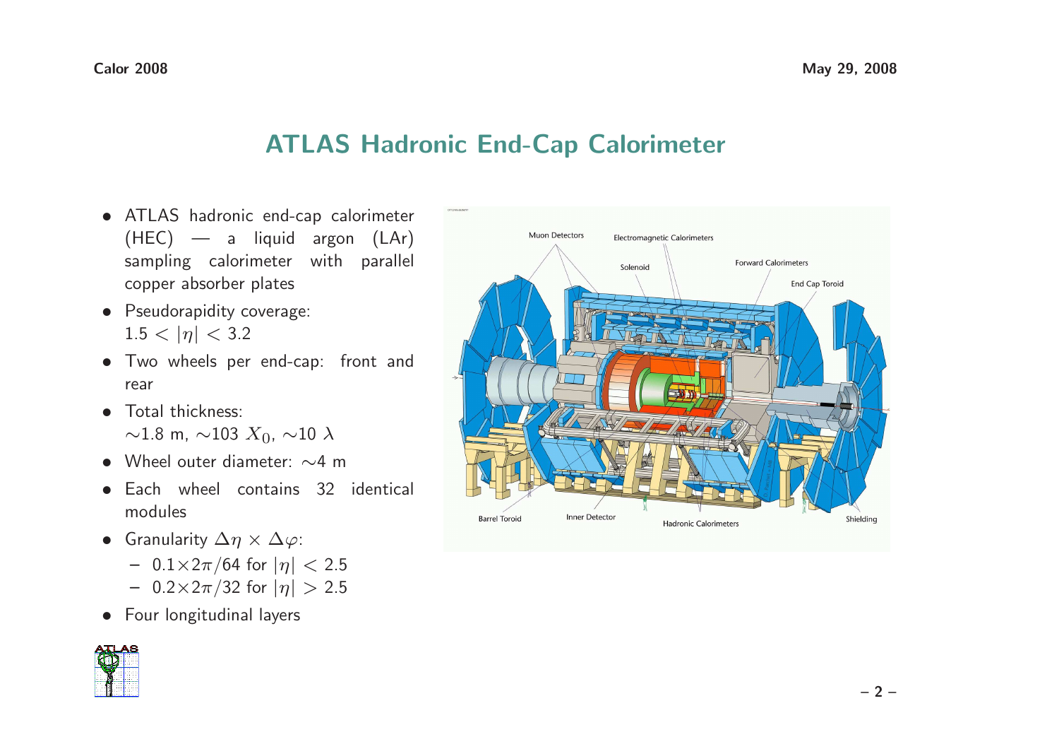# ATLAS Hadronic End-Cap Calorimeter

- ATLAS hadronic end-cap calorimeter (HEC) — a liquid argon (LAr) sampling calorimeter with parallel copper absorber plates
- Pseudorapidity coverage: $1.5 < |\eta| < 3.2$
- Two wheels per end-cap: front and rear
- Total thickness: $\sim$1.8 m, $\sim$103 $X_0$, $\sim$10 $\lambda$
- Wheel outer diameter: $\sim$4 m
- Each wheel contains 32 identical modules
- Granularity $\Delta\eta \times \Delta\varphi$:
  - $0.1 \times 2\pi/64$ for $|\eta| < 2.5$
  - $0.2 \times 2\pi/32$ for $|\eta| > 2.5$
- Four longitudinal layers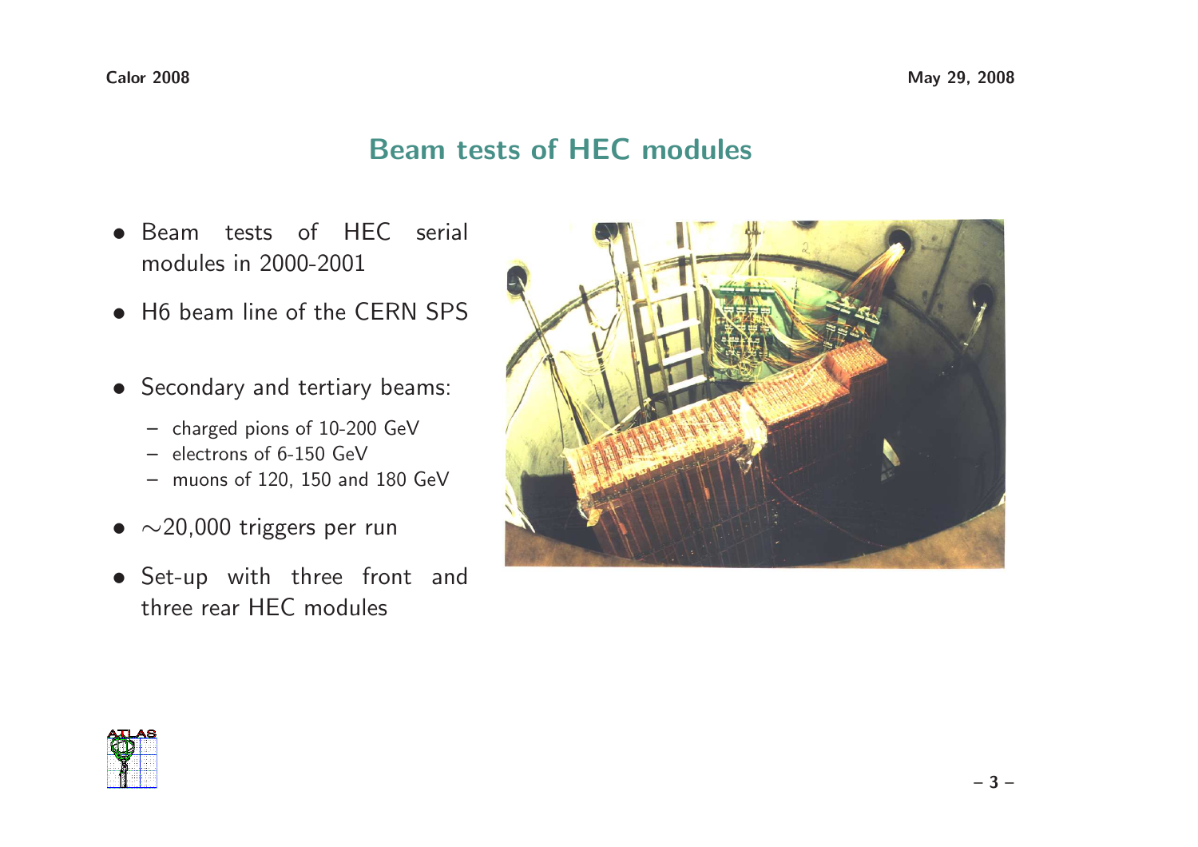# Beam tests of HEC modules

- Beam tests of HEC serial modules in 2000-2001
- H6 beam line of the CERN SPS
- Secondary and tertiary beams:
  - charged pions of 10-200 GeV
  - electrons of 6-150 GeV
  - muons of 120, 150 and 180 GeV
- ∼20,000 triggers per run
- Set-up with three front and three rear HEC modules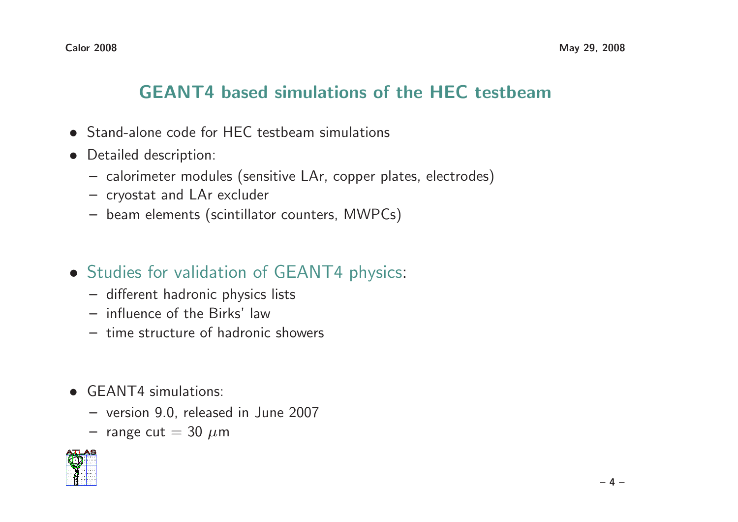## GEANT4 based simulations of the HEC testbeam

- Stand-alone code for HEC testbeam simulations
- Detailed description:
  - calorimeter modules (sensitive LAr, copper plates, electrodes)
  - cryostat and LAr excluder
  - beam elements (scintillator counters, MWPCs)

- Studies for validation of GEANT4 physics:
  - different hadronic physics lists
  - influence of the Birks' law
  - time structure of hadronic showers

- GEANT4 simulations:
  - version 9.0, released in June 2007
  - range cut = 30 $\mu$m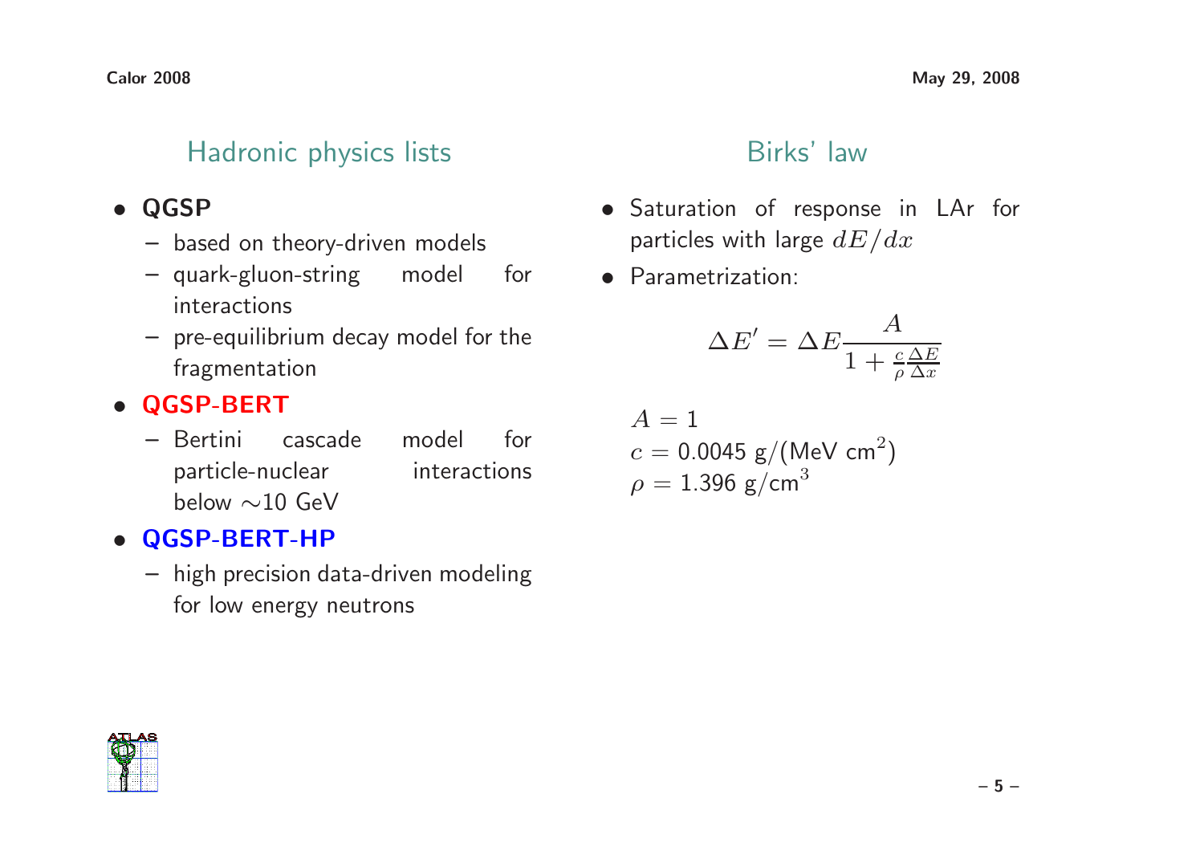## Hadronic physics lists

- **QGSP**
  - based on theory-driven models
  - quark-gluon-string model for interactions
  - pre-equilibrium decay model for the fragmentation
- **QGSP-BERT**
  - Bertini cascade model for particle-nuclear interactions below ∼10 GeV
- **QGSP-BERT-HP**
  - high precision data-driven modeling for low energy neutrons

## Birks' law

- Saturation of response in LAr for particles with large $dE/dx$
- Parametrization:

$$\Delta E' = \Delta E \frac{A}{1 + \frac{c}{\rho}\frac{\Delta E}{\Delta x}}$$

$A = 1$
$c = 0.0045$ g/(MeV cm$^2$)
$\rho = 1.396$ g/cm$^3$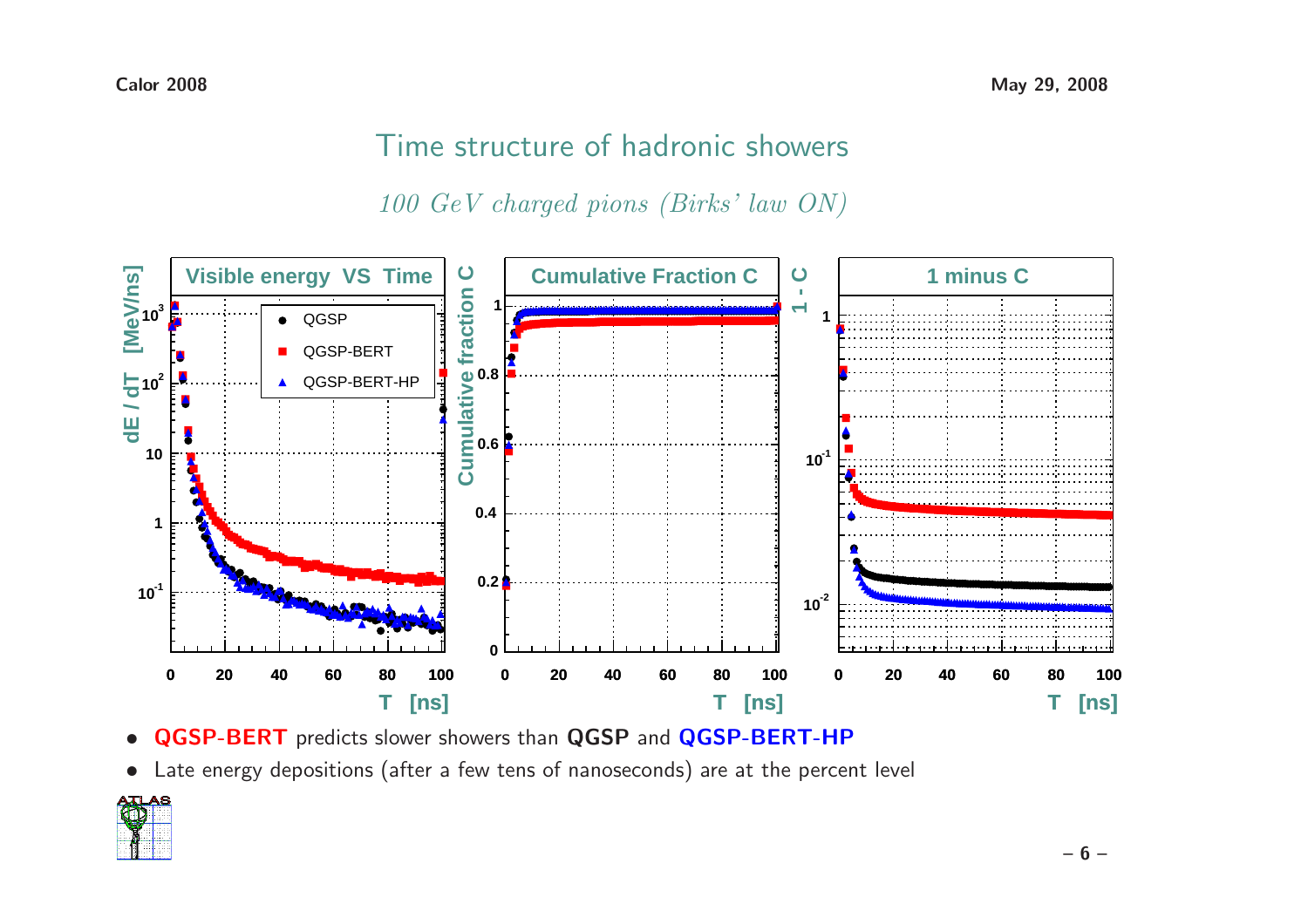# Time structure of hadronic showers

*100 GeV charged pions (Birks' law ON)*

- **QGSP-BERT** predicts slower showers than **QGSP** and **QGSP-BERT-HP**
- Late energy depositions (after a few tens of nanoseconds) are at the percent level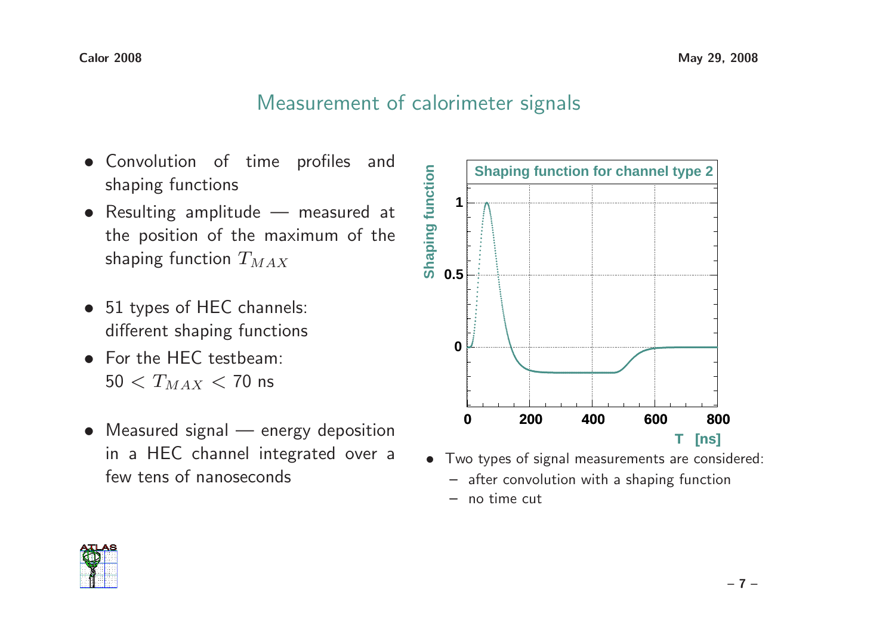## Measurement of calorimeter signals

- Convolution of time profiles and shaping functions
- Resulting amplitude — measured at the position of the maximum of the shaping function $T_{MAX}$
- 51 types of HEC channels: different shaping functions
- For the HEC testbeam: $50 < T_{MAX} < 70$ ns
- Measured signal — energy deposition in a HEC channel integrated over a few tens of nanoseconds

- Two types of signal measurements are considered:
  - after convolution with a shaping function
  - no time cut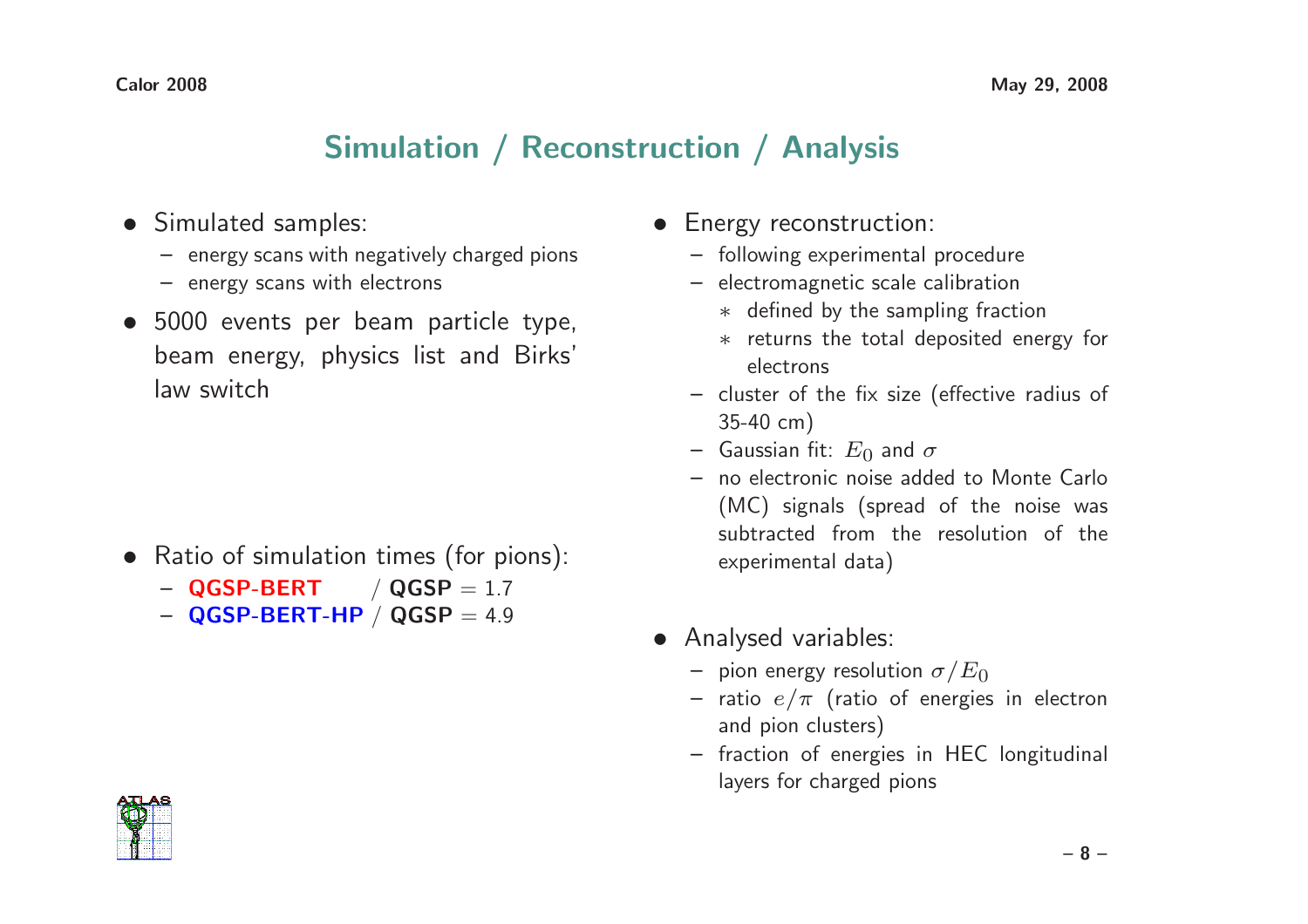## Simulation / Reconstruction / Analysis

- Simulated samples:
  - energy scans with negatively charged pions
  - energy scans with electrons
- 5000 events per beam particle type, beam energy, physics list and Birks' law switch
- Ratio of simulation times (for pions):
  - **QGSP-BERT** / **QGSP** = 1.7
  - **QGSP-BERT-HP** / **QGSP** = 4.9

- Energy reconstruction:
  - following experimental procedure
  - electromagnetic scale calibration
    - defined by the sampling fraction
    - returns the total deposited energy for electrons
  - cluster of the fix size (effective radius of 35-40 cm)
  - Gaussian fit: $E_0$ and $\sigma$
  - no electronic noise added to Monte Carlo (MC) signals (spread of the noise was subtracted from the resolution of the experimental data)
- Analysed variables:
  - pion energy resolution $\sigma/E_0$
  - ratio $e/\pi$ (ratio of energies in electron and pion clusters)
  - fraction of energies in HEC longitudinal layers for charged pions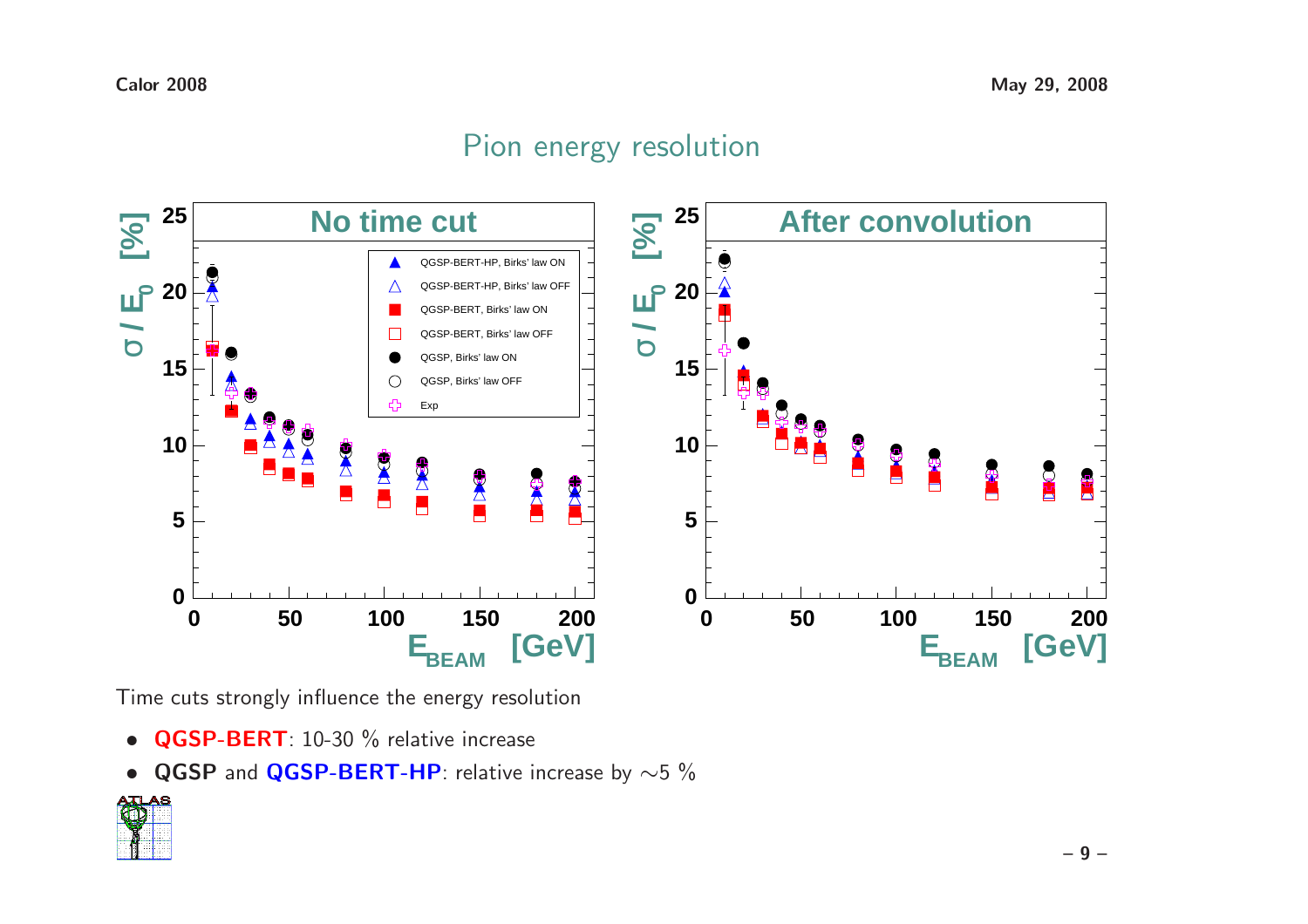# Pion energy resolution

Time cuts strongly influence the energy resolution

- **QGSP-BERT**: 10-30 % relative increase
- **QGSP** and **QGSP-BERT-HP**: relative increase by ∼5 %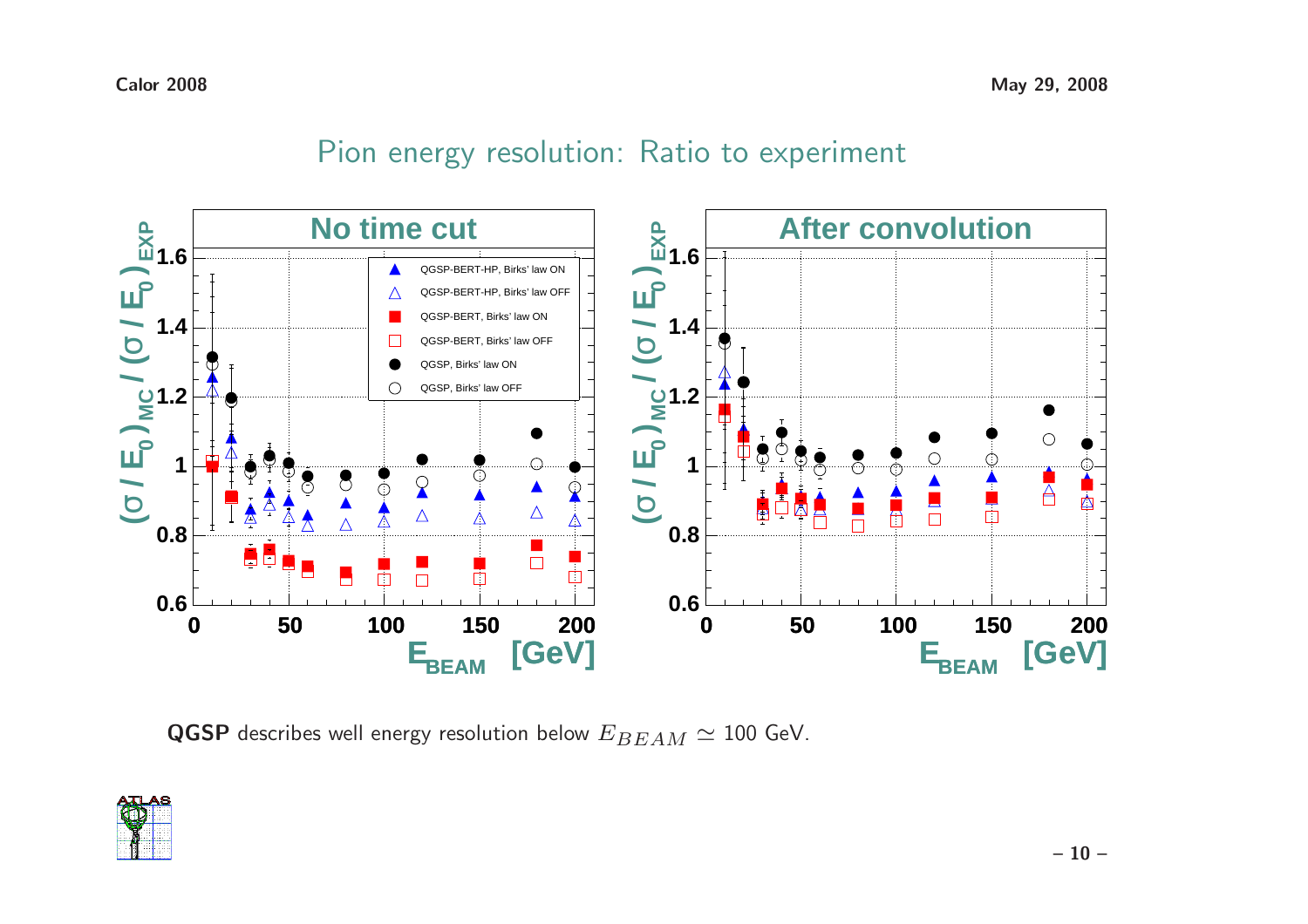# Pion energy resolution: Ratio to experiment

**QGSP** describes well energy resolution below $E_{BEAM} \simeq 100$ GeV.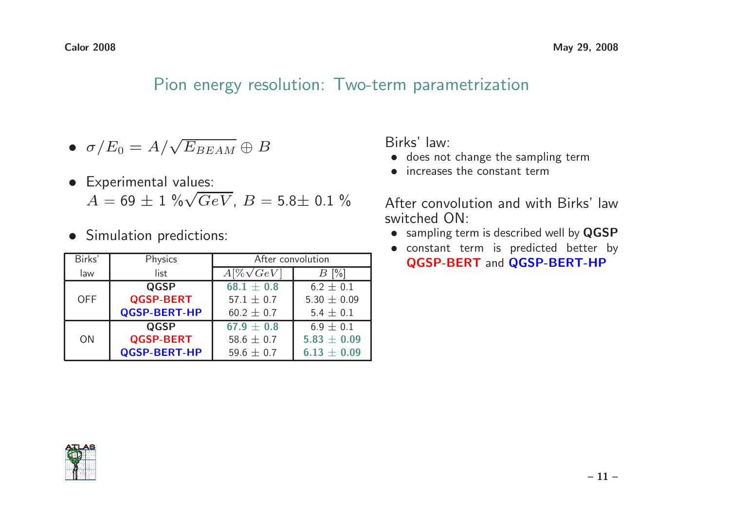## Pion energy resolution: Two-term parametrization

- $\sigma/E_0 = A/\sqrt{E_{BEAM}} \oplus B$
- Experimental values:
  $A = 69 \pm 1\ \%\sqrt{GeV}$, $B = 5.8 \pm 0.1\ \%$
- Simulation predictions:

| Birks' law | Physics list | After convolution | |
|---|---|---|---|
| | | $A[\%\sqrt{GeV}]$ | $B$ [%] |
| OFF | **QGSP** | **68.1 ± 0.8** | 6.2 ± 0.1 |
| | **QGSP-BERT** | 57.1 ± 0.7 | 5.30 ± 0.09 |
| | **QGSP-BERT-HP** | 60.2 ± 0.7 | 5.4 ± 0.1 |
| ON | **QGSP** | **67.9 ± 0.8** | 6.9 ± 0.1 |
| | **QGSP-BERT** | 58.6 ± 0.7 | **5.83 ± 0.09** |
| | **QGSP-BERT-HP** | 59.6 ± 0.7 | **6.13 ± 0.09** |

Birks' law:

- does not change the sampling term
- increases the constant term

After convolution and with Birks' law switched ON:

- sampling term is described well by **QGSP**
- constant term is predicted better by **QGSP-BERT** and **QGSP-BERT-HP**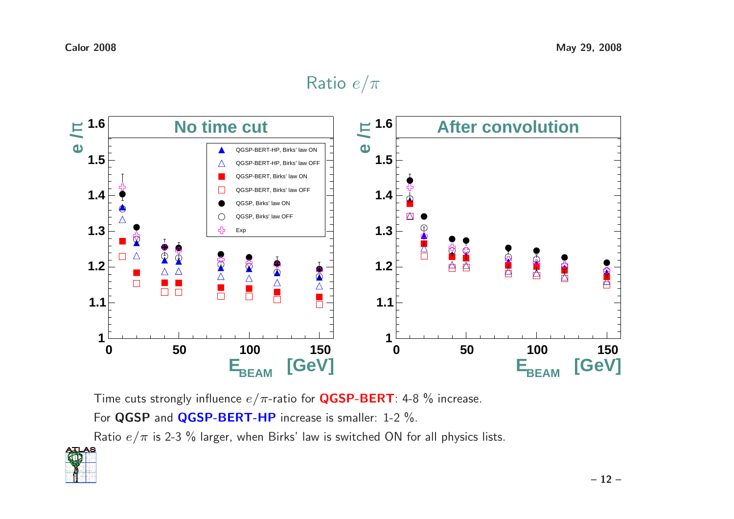# Ratio $e/\pi$

Time cuts strongly influence $e/\pi$-ratio for **QGSP-BERT**: 4-8 % increase.

For **QGSP** and **QGSP-BERT-HP** increase is smaller: 1-2 %.

Ratio $e/\pi$ is 2-3 % larger, when Birks' law is switched ON for all physics lists.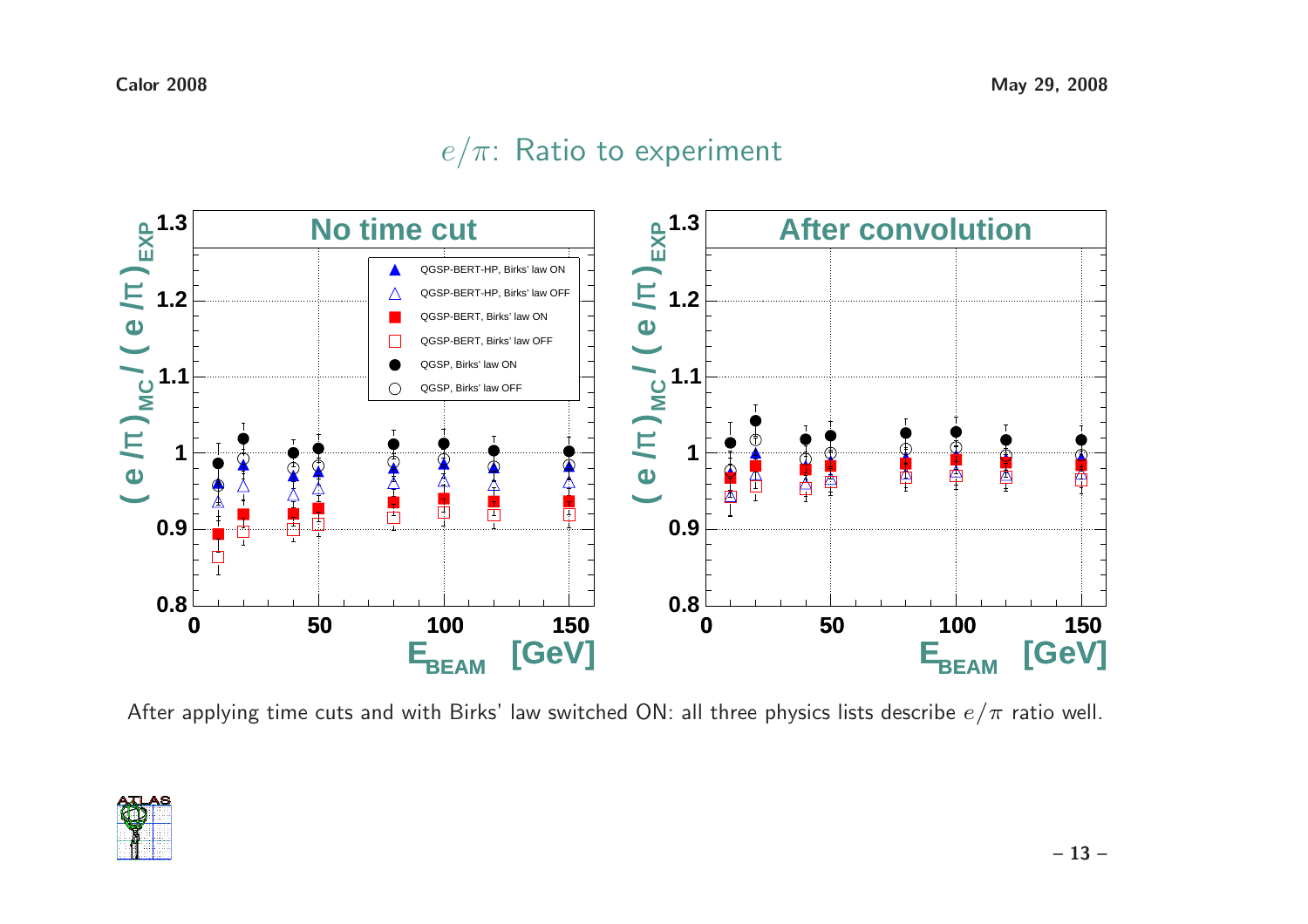# $e/\pi$: Ratio to experiment

After applying time cuts and with Birks' law switched ON: all three physics lists describe $e/\pi$ ratio well.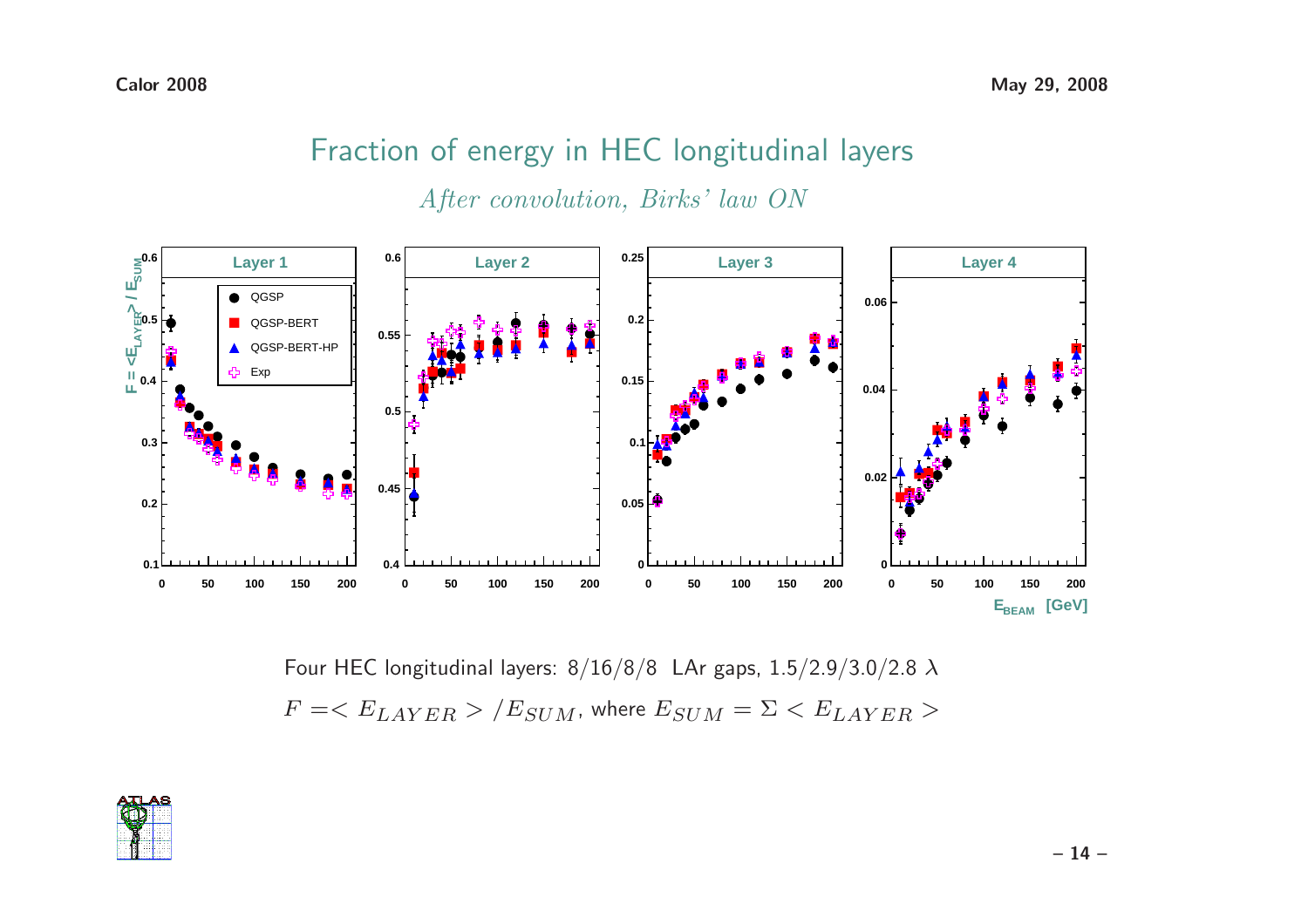# Fraction of energy in HEC longitudinal layers

*After convolution, Birks' law ON*

Four HEC longitudinal layers: 8/16/8/8 LAr gaps, 1.5/2.9/3.0/2.8 $\lambda$

$F =< E_{LAYER} > /E_{SUM}$, where $E_{SUM} = \Sigma < E_{LAYER} >$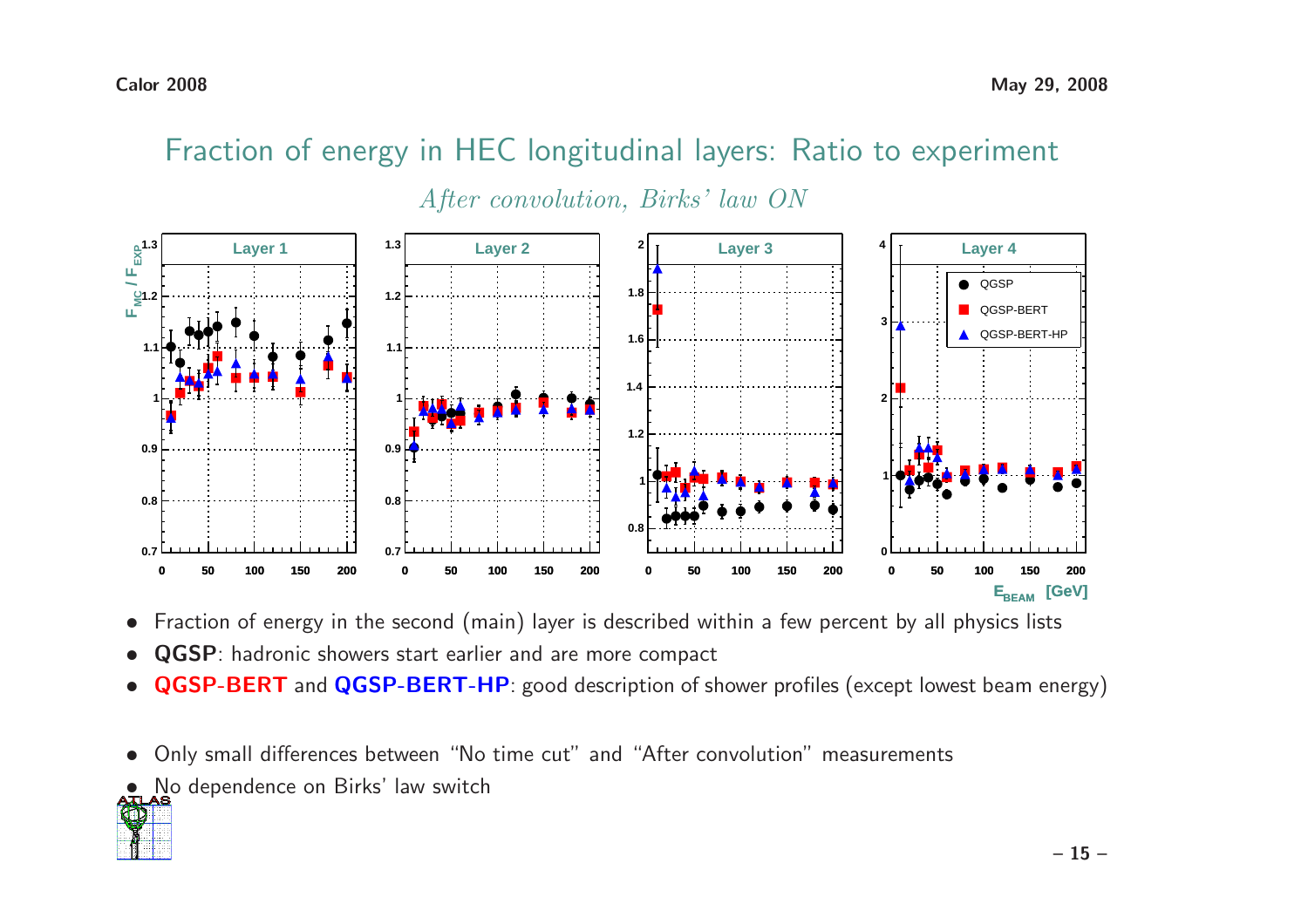# Fraction of energy in HEC longitudinal layers: Ratio to experiment

*After convolution, Birks' law ON*

- Fraction of energy in the second (main) layer is described within a few percent by all physics lists
- **QGSP**: hadronic showers start earlier and are more compact
- **QGSP-BERT** and **QGSP-BERT-HP**: good description of shower profiles (except lowest beam energy)

- Only small differences between "No time cut" and "After convolution" measurements
- No dependence on Birks' law switch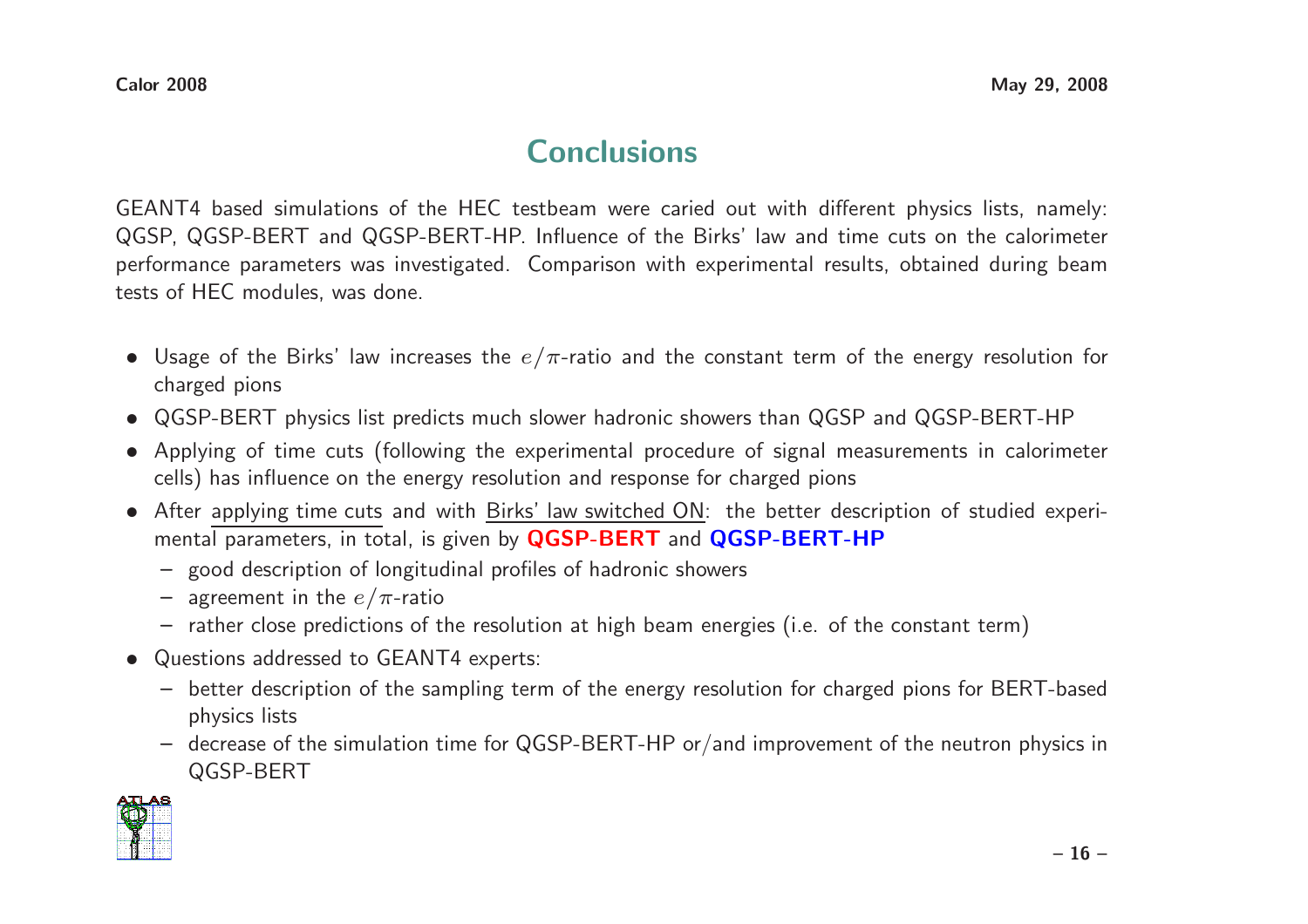# Conclusions

GEANT4 based simulations of the HEC testbeam were caried out with different physics lists, namely: QGSP, QGSP-BERT and QGSP-BERT-HP. Influence of the Birks' law and time cuts on the calorimeter performance parameters was investigated. Comparison with experimental results, obtained during beam tests of HEC modules, was done.

- Usage of the Birks' law increases the $e/\pi$-ratio and the constant term of the energy resolution for charged pions
- QGSP-BERT physics list predicts much slower hadronic showers than QGSP and QGSP-BERT-HP
- Applying of time cuts (following the experimental procedure of signal measurements in calorimeter cells) has influence on the energy resolution and response for charged pions
- After applying time cuts and with Birks' law switched ON: the better description of studied experimental parameters, in total, is given by **QGSP-BERT** and **QGSP-BERT-HP**
  - good description of longitudinal profiles of hadronic showers
  - agreement in the $e/\pi$-ratio
  - rather close predictions of the resolution at high beam energies (i.e. of the constant term)
- Questions addressed to GEANT4 experts:
  - better description of the sampling term of the energy resolution for charged pions for BERT-based physics lists
  - decrease of the simulation time for QGSP-BERT-HP or/and improvement of the neutron physics in QGSP-BERT